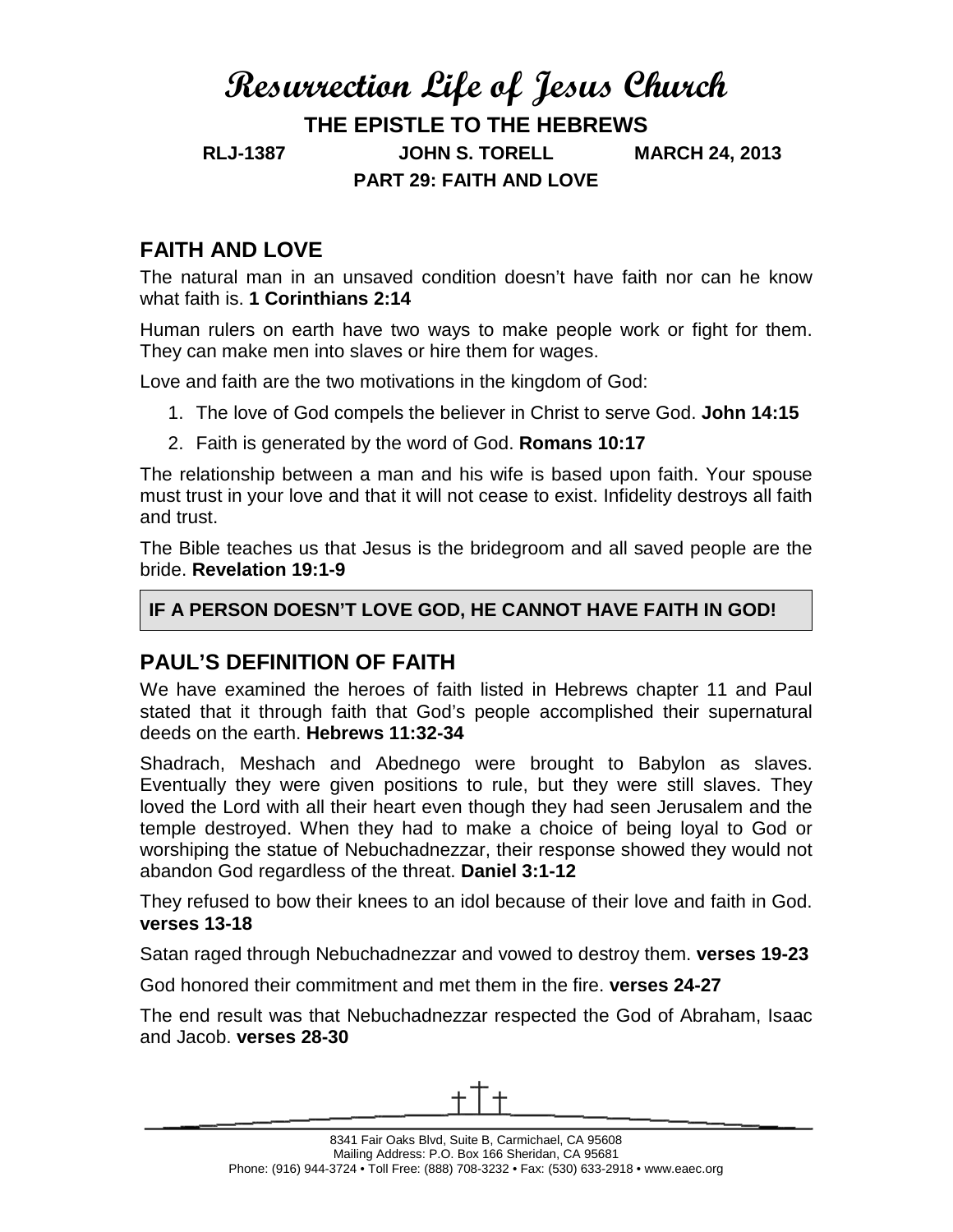# Resurrection Life of Jesus Church

## THE EPISTLE TO THE HEBREWS

**RLJ-1387** **JOHN S. TORELL** **MARCH 24, 2013**

**PART 29: FAITH AND LOVE**

## FAITH AND LOVE

The natural man in an unsaved condition doesn't have faith nor can he know what faith is. **1 Corinthians 2:14**

Human rulers on earth have two ways to make people work or fight for them. They can make men into slaves or hire them for wages.

Love and faith are the two motivations in the kingdom of God:

1. The love of God compels the believer in Christ to serve God. **John 14:15**
2. Faith is generated by the word of God. **Romans 10:17**

The relationship between a man and his wife is based upon faith. Your spouse must trust in your love and that it will not cease to exist. Infidelity destroys all faith and trust.

The Bible teaches us that Jesus is the bridegroom and all saved people are the bride. **Revelation 19:1-9**

**IF A PERSON DOESN'T LOVE GOD, HE CANNOT HAVE FAITH IN GOD!**

## PAUL'S DEFINITION OF FAITH

We have examined the heroes of faith listed in Hebrews chapter 11 and Paul stated that it through faith that God's people accomplished their supernatural deeds on the earth. **Hebrews 11:32-34**

Shadrach, Meshach and Abednego were brought to Babylon as slaves. Eventually they were given positions to rule, but they were still slaves. They loved the Lord with all their heart even though they had seen Jerusalem and the temple destroyed. When they had to make a choice of being loyal to God or worshiping the statue of Nebuchadnezzar, their response showed they would not abandon God regardless of the threat. **Daniel 3:1-12**

They refused to bow their knees to an idol because of their love and faith in God. **verses 13-18**

Satan raged through Nebuchadnezzar and vowed to destroy them. **verses 19-23**

God honored their commitment and met them in the fire. **verses 24-27**

The end result was that Nebuchadnezzar respected the God of Abraham, Isaac and Jacob. **verses 28-30**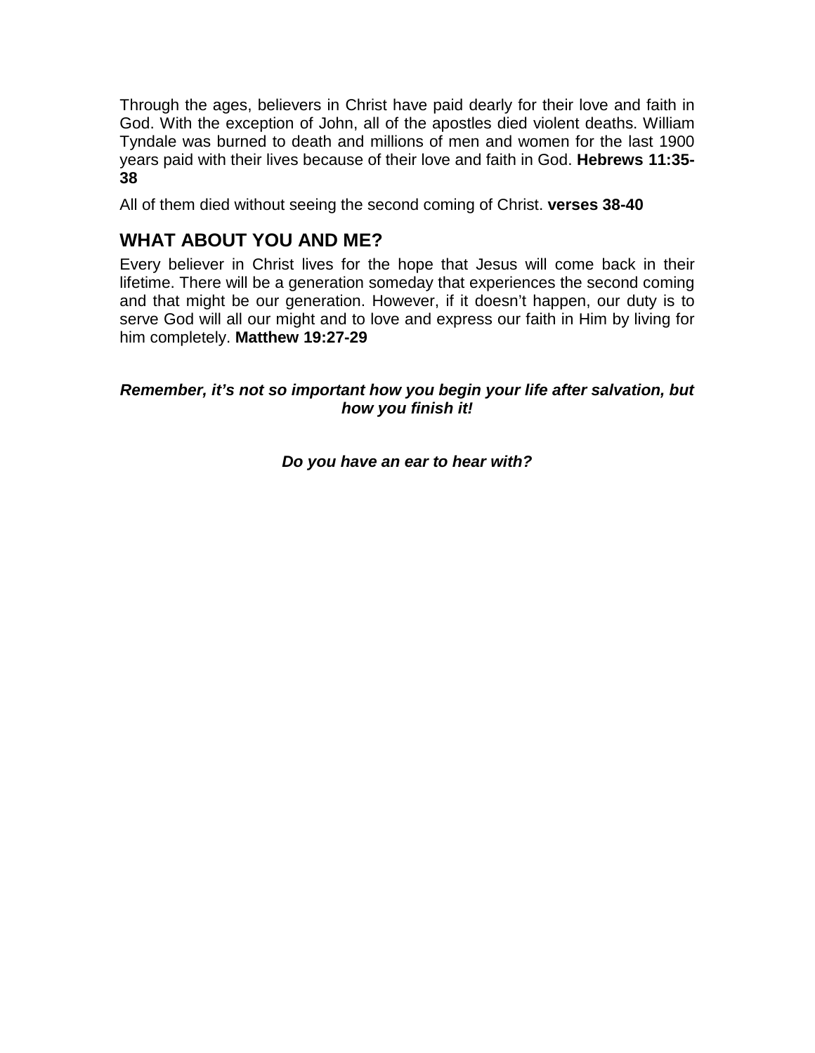Through the ages, believers in Christ have paid dearly for their love and faith in God. With the exception of John, all of the apostles died violent deaths. William Tyndale was burned to death and millions of men and women for the last 1900 years paid with their lives because of their love and faith in God. **Hebrews 11:35-38**

All of them died without seeing the second coming of Christ. **verses 38-40**

## WHAT ABOUT YOU AND ME?

Every believer in Christ lives for the hope that Jesus will come back in their lifetime. There will be a generation someday that experiences the second coming and that might be our generation. However, if it doesn't happen, our duty is to serve God will all our might and to love and express our faith in Him by living for him completely. **Matthew 19:27-29**

***Remember, it's not so important how you begin your life after salvation, but how you finish it!***

***Do you have an ear to hear with?***